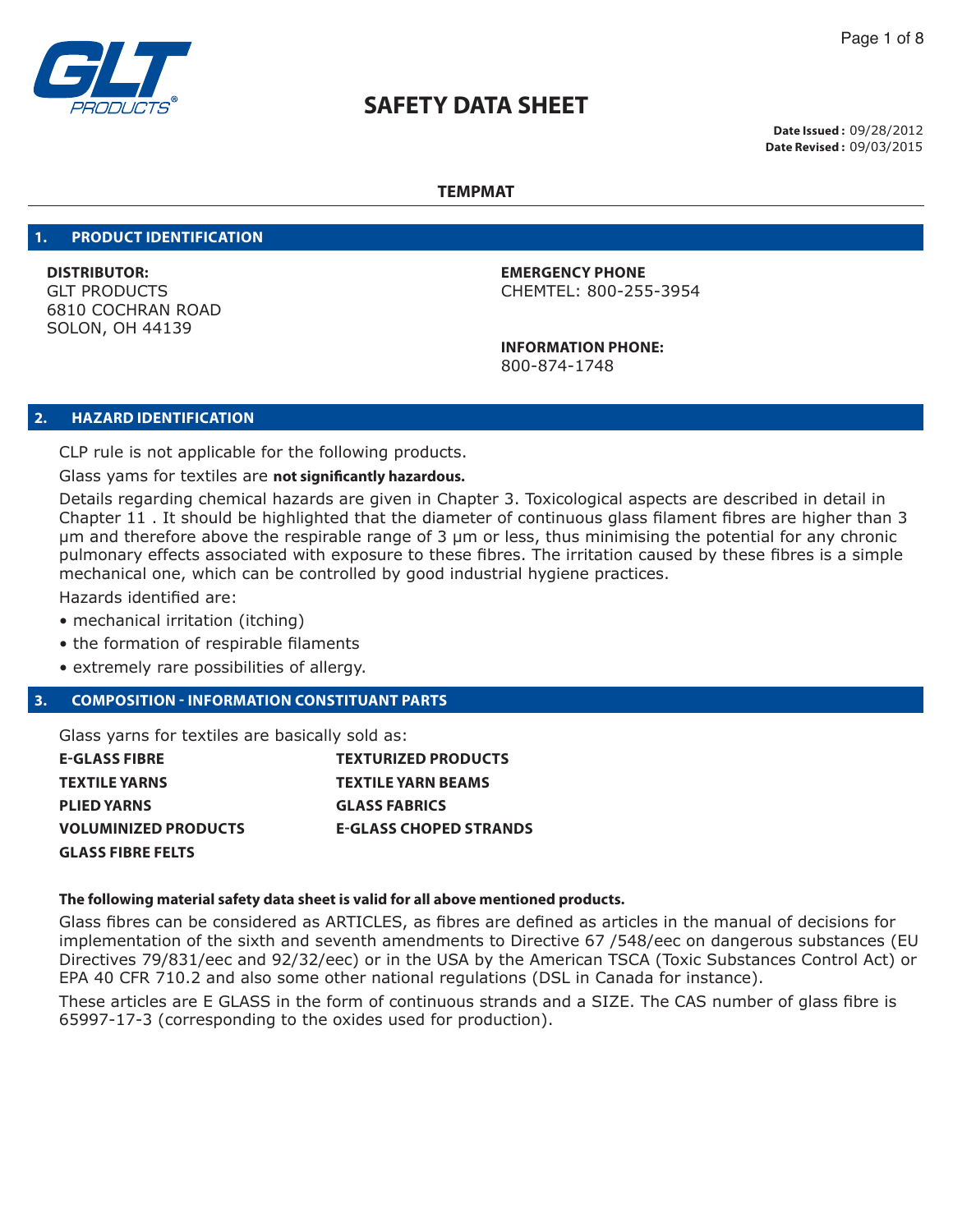# SAFETY DATA SHEET

**Date Issued :** 09/28/2012
**Date Revised :** 09/03/2015

**TEMPMAT**

## 1. PRODUCT IDENTIFICATION

**DISTRIBUTOR:**
GLT PRODUCTS
6810 COCHRAN ROAD
SOLON, OH 44139

**EMERGENCY PHONE**
CHEMTEL: 800-255-3954

**INFORMATION PHONE:**
800-874-1748

## 2. HAZARD IDENTIFICATION

CLP rule is not applicable for the following products.

Glass yams for textiles are **not significantly hazardous.**

Details regarding chemical hazards are given in Chapter 3. Toxicological aspects are described in detail in Chapter 11 . It should be highlighted that the diameter of continuous glass filament fibres are higher than 3 µm and therefore above the respirable range of 3 µm or less, thus minimising the potential for any chronic pulmonary effects associated with exposure to these fibres. The irritation caused by these fibres is a simple mechanical one, which can be controlled by good industrial hygiene practices.

Hazards identified are:

- mechanical irritation (itching)
- the formation of respirable filaments
- extremely rare possibilities of allergy.

## 3. COMPOSITION - INFORMATION CONSTITUANT PARTS

Glass yarns for textiles are basically sold as:

| | |
|---|---|
| **E-GLASS FIBRE** | **TEXTURIZED PRODUCTS** |
| **TEXTILE YARNS** | **TEXTILE YARN BEAMS** |
| **PLIED YARNS** | **GLASS FABRICS** |
| **VOLUMINIZED PRODUCTS** | **E-GLASS CHOPED STRANDS** |
| **GLASS FIBRE FELTS** | |

**The following material safety data sheet is valid for all above mentioned products.**

Glass fibres can be considered as ARTICLES, as fibres are defined as articles in the manual of decisions for implementation of the sixth and seventh amendments to Directive 67 /548/eec on dangerous substances (EU Directives 79/831/eec and 92/32/eec) or in the USA by the American TSCA (Toxic Substances Control Act) or EPA 40 CFR 710.2 and also some other national regulations (DSL in Canada for instance).

These articles are E GLASS in the form of continuous strands and a SIZE. The CAS number of glass fibre is 65997-17-3 (corresponding to the oxides used for production).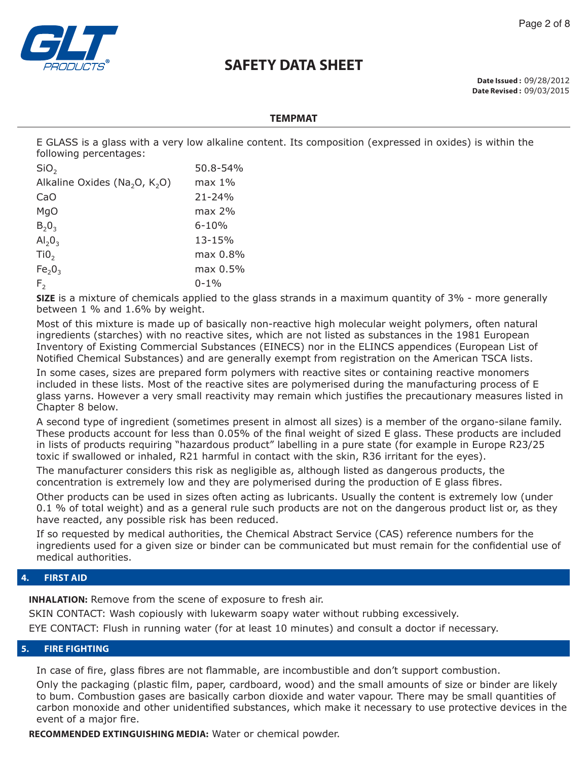E GLASS is a glass with a very low alkaline content. Its composition (expressed in oxides) is within the following percentages:

| | |
|---|---|
| $SiO_2$ | 50.8-54% |
| Alkaline Oxides ($Na_2O$, $K_2O$) | max 1% |
| CaO | 21-24% |
| MgO | max 2% |
| $B_2O_3$ | 6-10% |
| $Al_2O_3$ | 13-15% |
| $TiO_2$ | max 0.8% |
| $Fe_2O_3$ | max 0.5% |
| $F_2$ | 0-1% |

**SIZE** is a mixture of chemicals applied to the glass strands in a maximum quantity of 3% - more generally between 1 % and 1.6% by weight.

Most of this mixture is made up of basically non-reactive high molecular weight polymers, often natural ingredients (starches) with no reactive sites, which are not listed as substances in the 1981 European Inventory of Existing Commercial Substances (EINECS) nor in the ELINCS appendices (European List of Notified Chemical Substances) and are generally exempt from registration on the American TSCA lists.

In some cases, sizes are prepared form polymers with reactive sites or containing reactive monomers included in these lists. Most of the reactive sites are polymerised during the manufacturing process of E glass yarns. However a very small reactivity may remain which justifies the precautionary measures listed in Chapter 8 below.

A second type of ingredient (sometimes present in almost all sizes) is a member of the organo-silane family. These products account for less than 0.05% of the final weight of sized E glass. These products are included in lists of products requiring "hazardous product" labelling in a pure state (for example in Europe R23/25 toxic if swallowed or inhaled, R21 harmful in contact with the skin, R36 irritant for the eyes).

The manufacturer considers this risk as negligible as, although listed as dangerous products, the concentration is extremely low and they are polymerised during the production of E glass fibres.

Other products can be used in sizes often acting as lubricants. Usually the content is extremely low (under 0.1 % of total weight) and as a general rule such products are not on the dangerous product list or, as they have reacted, any possible risk has been reduced.

If so requested by medical authorities, the Chemical Abstract Service (CAS) reference numbers for the ingredients used for a given size or binder can be communicated but must remain for the confidential use of medical authorities.

## 4. FIRST AID

**INHALATION:** Remove from the scene of exposure to fresh air.

SKIN CONTACT: Wash copiously with lukewarm soapy water without rubbing excessively.

EYE CONTACT: Flush in running water (for at least 10 minutes) and consult a doctor if necessary.

## 5. FIRE FIGHTING

In case of fire, glass fibres are not flammable, are incombustible and don't support combustion.

Only the packaging (plastic film, paper, cardboard, wood) and the small amounts of size or binder are likely to bum. Combustion gases are basically carbon dioxide and water vapour. There may be small quantities of carbon monoxide and other unidentified substances, which make it necessary to use protective devices in the event of a major fire.

**RECOMMENDED EXTINGUISHING MEDIA:** Water or chemical powder.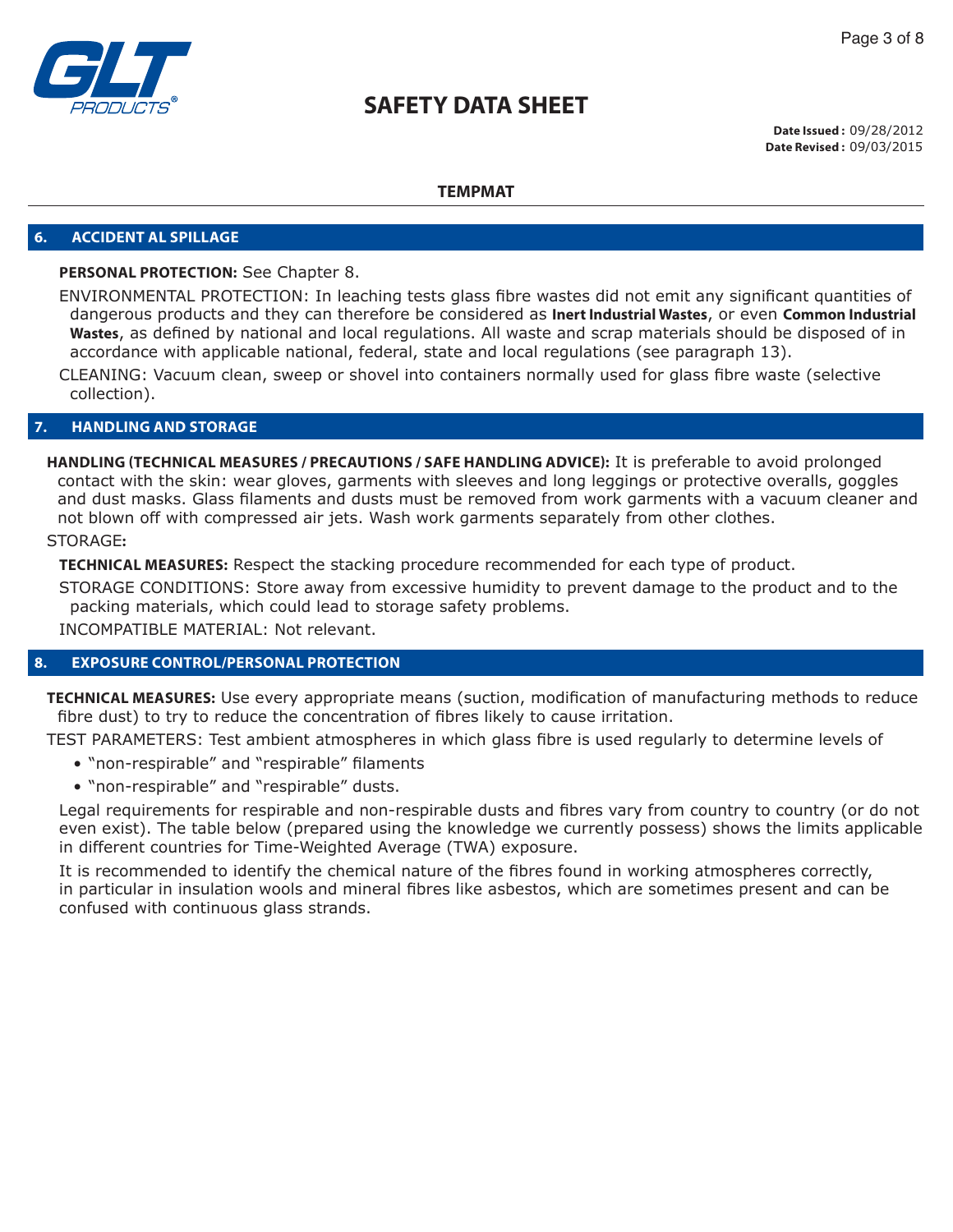**SAFETY DATA SHEET**

**Date Issued :** 09/28/2012
**Date Revised :** 09/03/2015

**TEMPMAT**

## 6. ACCIDENT AL SPILLAGE

**PERSONAL PROTECTION:** See Chapter 8.

ENVIRONMENTAL PROTECTION: In leaching tests glass fibre wastes did not emit any significant quantities of dangerous products and they can therefore be considered as **Inert Industrial Wastes**, or even **Common Industrial Wastes**, as defined by national and local regulations. All waste and scrap materials should be disposed of in accordance with applicable national, federal, state and local regulations (see paragraph 13).

CLEANING: Vacuum clean, sweep or shovel into containers normally used for glass fibre waste (selective collection).

## 7. HANDLING AND STORAGE

**HANDLING (TECHNICAL MEASURES / PRECAUTIONS / SAFE HANDLING ADVICE):** It is preferable to avoid prolonged contact with the skin: wear gloves, garments with sleeves and long leggings or protective overalls, goggles and dust masks. Glass filaments and dusts must be removed from work garments with a vacuum cleaner and not blown off with compressed air jets. Wash work garments separately from other clothes.

STORAGE**:**

**TECHNICAL MEASURES:** Respect the stacking procedure recommended for each type of product.

STORAGE CONDITIONS: Store away from excessive humidity to prevent damage to the product and to the packing materials, which could lead to storage safety problems.

INCOMPATIBLE MATERIAL: Not relevant.

## 8. EXPOSURE CONTROL/PERSONAL PROTECTION

**TECHNICAL MEASURES:** Use every appropriate means (suction, modification of manufacturing methods to reduce fibre dust) to try to reduce the concentration of fibres likely to cause irritation.

TEST PARAMETERS: Test ambient atmospheres in which glass fibre is used regularly to determine levels of

- "non-respirable" and "respirable" filaments
- "non-respirable" and "respirable" dusts.

Legal requirements for respirable and non-respirable dusts and fibres vary from country to country (or do not even exist). The table below (prepared using the knowledge we currently possess) shows the limits applicable in different countries for Time-Weighted Average (TWA) exposure.

It is recommended to identify the chemical nature of the fibres found in working atmospheres correctly, in particular in insulation wools and mineral fibres like asbestos, which are sometimes present and can be confused with continuous glass strands.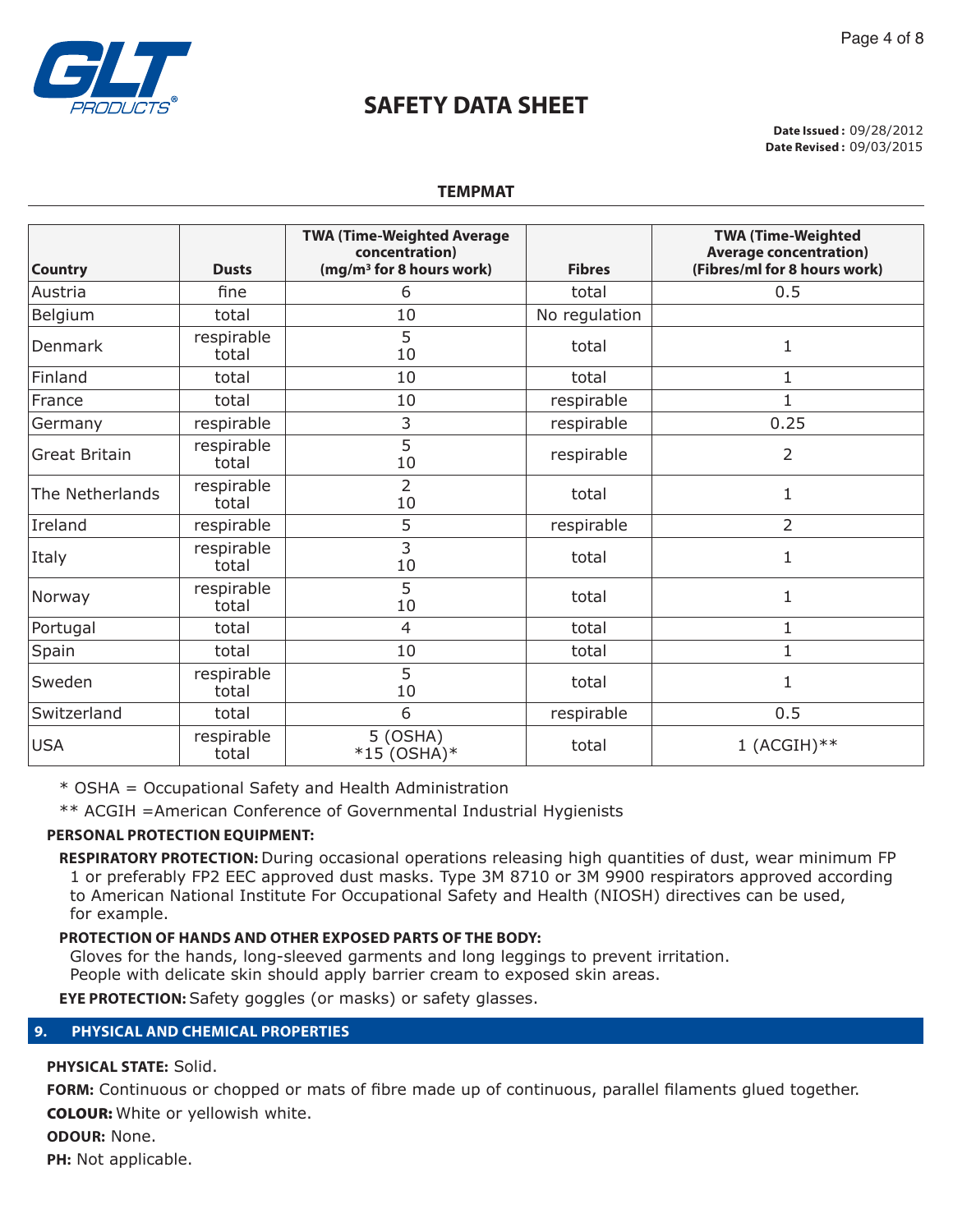# SAFETY DATA SHEET

**Date Issued :** 09/28/2012
**Date Revised :** 09/03/2015

**TEMPMAT**

| Country | Dusts | TWA (Time-Weighted Average concentration) (mg/m³ for 8 hours work) | Fibres | TWA (Time-Weighted Average concentration) (Fibres/ml for 8 hours work) |
|---|---|---|---|---|
| Austria | fine | 6 | total | 0.5 |
| Belgium | total | 10 | No regulation | |
| Denmark | respirable<br>total | 5<br>10 | total | 1 |
| Finland | total | 10 | total | 1 |
| France | total | 10 | respirable | 1 |
| Germany | respirable | 3 | respirable | 0.25 |
| Great Britain | respirable<br>total | 5<br>10 | respirable | 2 |
| The Netherlands | respirable<br>total | 2<br>10 | total | 1 |
| Ireland | respirable | 5 | respirable | 2 |
| Italy | respirable<br>total | 3<br>10 | total | 1 |
| Norway | respirable<br>total | 5<br>10 | total | 1 |
| Portugal | total | 4 | total | 1 |
| Spain | total | 10 | total | 1 |
| Sweden | respirable<br>total | 5<br>10 | total | 1 |
| Switzerland | total | 6 | respirable | 0.5 |
| USA | respirable<br>total | 5 (OSHA)<br>*15 (OSHA)* | total | 1 (ACGIH)** |

\* OSHA = Occupational Safety and Health Administration

\** ACGIH =American Conference of Governmental Industrial Hygienists

**PERSONAL PROTECTION EQUIPMENT:**

**RESPIRATORY PROTECTION:** During occasional operations releasing high quantities of dust, wear minimum FP 1 or preferably FP2 EEC approved dust masks. Type 3M 8710 or 3M 9900 respirators approved according to American National Institute For Occupational Safety and Health (NIOSH) directives can be used, for example.

**PROTECTION OF HANDS AND OTHER EXPOSED PARTS OF THE BODY:**
Gloves for the hands, long-sleeved garments and long leggings to prevent irritation.
People with delicate skin should apply barrier cream to exposed skin areas.

**EYE PROTECTION:** Safety goggles (or masks) or safety glasses.

## 9. PHYSICAL AND CHEMICAL PROPERTIES

**PHYSICAL STATE:** Solid.

**FORM:** Continuous or chopped or mats of fibre made up of continuous, parallel filaments glued together.

**COLOUR:** White or yellowish white.

**ODOUR:** None.

**PH:** Not applicable.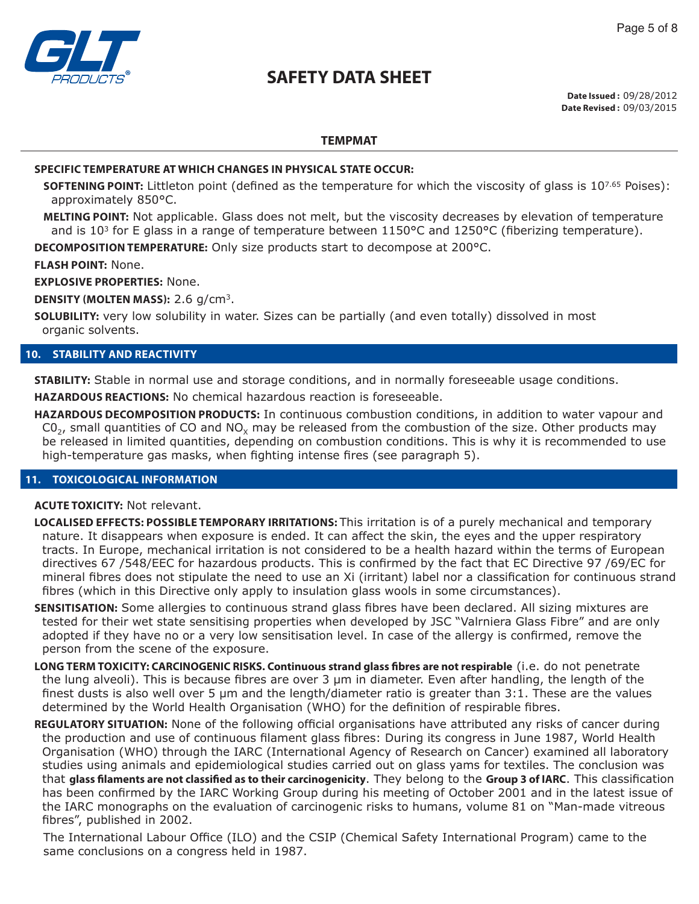**TEMPMAT**

**SPECIFIC TEMPERATURE AT WHICH CHANGES IN PHYSICAL STATE OCCUR:**

**SOFTENING POINT:** Littleton point (defined as the temperature for which the viscosity of glass is $10^{7.65}$ Poises): approximately 850°C.

**MELTING POINT:** Not applicable. Glass does not melt, but the viscosity decreases by elevation of temperature and is $10^3$ for E glass in a range of temperature between 1150°C and 1250°C (fiberizing temperature).

**DECOMPOSITION TEMPERATURE:** Only size products start to decompose at 200°C.

**FLASH POINT:** None.

**EXPLOSIVE PROPERTIES:** None.

**DENSITY (MOLTEN MASS):** 2.6 g/cm$^3$.

**SOLUBILITY:** very low solubility in water. Sizes can be partially (and even totally) dissolved in most organic solvents.

## 10. STABILITY AND REACTIVITY

**STABILITY:** Stable in normal use and storage conditions, and in normally foreseeable usage conditions.

**HAZARDOUS REACTIONS:** No chemical hazardous reaction is foreseeable.

**HAZARDOUS DECOMPOSITION PRODUCTS:** In continuous combustion conditions, in addition to water vapour and $C0_2$, small quantities of CO and $NO_x$ may be released from the combustion of the size. Other products may be released in limited quantities, depending on combustion conditions. This is why it is recommended to use high-temperature gas masks, when fighting intense fires (see paragraph 5).

## 11. TOXICOLOGICAL INFORMATION

**ACUTE TOXICITY:** Not relevant.

**LOCALISED EFFECTS: POSSIBLE TEMPORARY IRRITATIONS:** This irritation is of a purely mechanical and temporary nature. It disappears when exposure is ended. It can affect the skin, the eyes and the upper respiratory tracts. In Europe, mechanical irritation is not considered to be a health hazard within the terms of European directives 67 /548/EEC for hazardous products. This is confirmed by the fact that EC Directive 97 /69/EC for mineral fibres does not stipulate the need to use an Xi (irritant) label nor a classification for continuous strand fibres (which in this Directive only apply to insulation glass wools in some circumstances).

**SENSITISATION:** Some allergies to continuous strand glass fibres have been declared. All sizing mixtures are tested for their wet state sensitising properties when developed by JSC "Valrniera Glass Fibre" and are only adopted if they have no or a very low sensitisation level. In case of the allergy is confirmed, remove the person from the scene of the exposure.

**LONG TERM TOXICITY: CARCINOGENIC RISKS. Continuous strand glass fibres are not respirable** (i.e. do not penetrate the lung alveoli). This is because fibres are over 3 μm in diameter. Even after handling, the length of the finest dusts is also well over 5 μm and the length/diameter ratio is greater than 3:1. These are the values determined by the World Health Organisation (WHO) for the definition of respirable fibres.

**REGULATORY SITUATION:** None of the following official organisations have attributed any risks of cancer during the production and use of continuous filament glass fibres: During its congress in June 1987, World Health Organisation (WHO) through the IARC (International Agency of Research on Cancer) examined all laboratory studies using animals and epidemiological studies carried out on glass yams for textiles. The conclusion was that **glass filaments are not classified as to their carcinogenicity**. They belong to the **Group 3 of IARC**. This classification has been confirmed by the IARC Working Group during his meeting of October 2001 and in the latest issue of the IARC monographs on the evaluation of carcinogenic risks to humans, volume 81 on "Man-made vitreous fibres", published in 2002.

The International Labour Office (ILO) and the CSIP (Chemical Safety International Program) came to the same conclusions on a congress held in 1987.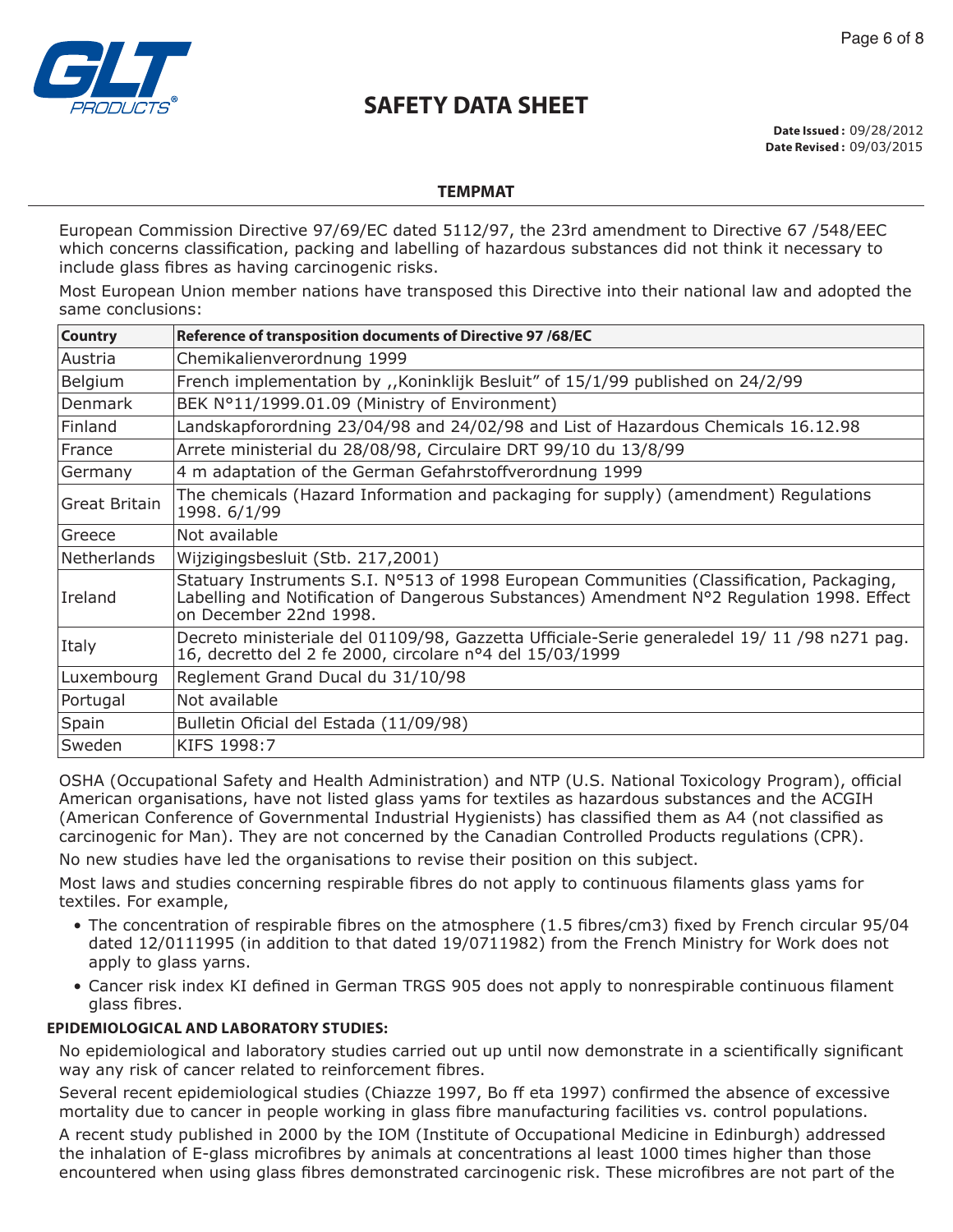European Commission Directive 97/69/EC dated 5112/97, the 23rd amendment to Directive 67 /548/EEC which concerns classification, packing and labelling of hazardous substances did not think it necessary to include glass fibres as having carcinogenic risks.

Most European Union member nations have transposed this Directive into their national law and adopted the same conclusions:

| Country | Reference of transposition documents of Directive 97 /68/EC |
|---|---|
| Austria | Chemikalienverordnung 1999 |
| Belgium | French implementation by ,,Koninklijk Besluit" of 15/1/99 published on 24/2/99 |
| Denmark | BEK N°11/1999.01.09 (Ministry of Environment) |
| Finland | Landskapforordning 23/04/98 and 24/02/98 and List of Hazardous Chemicals 16.12.98 |
| France | Arrete ministeriial du 28/08/98, Circulaire DRT 99/10 du 13/8/99 |
| Germany | 4 m adaptation of the German Gefahrstoffverordnung 1999 |
| Great Britain | The chemicals (Hazard Information and packaging for supply) (amendment) Regulations 1998. 6/1/99 |
| Greece | Not available |
| Netherlands | Wijzigingsbesluit (Stb. 217,2001) |
| Ireland | Statuary Instruments S.I. N°513 of 1998 European Communities (Classification, Packaging, Labelling and Notification of Dangerous Substances) Amendment N°2 Regulation 1998. Effect on December 22nd 1998. |
| Italy | Decreto ministeriale del 01109/98, Gazzetta Ufficiale-Serie generaledel 19/ 11 /98 n271 pag. 16, decretto del 2 fe 2000, circolare n°4 del 15/03/1999 |
| Luxembourg | Reglement Grand Ducal du 31/10/98 |
| Portugal | Not available |
| Spain | Bulletin Oficial del Estada (11/09/98) |
| Sweden | KIFS 1998:7 |

OSHA (Occupational Safety and Health Administration) and NTP (U.S. National Toxicology Program), official American organisations, have not listed glass yams for textiles as hazardous substances and the ACGIH (American Conference of Governmental Industrial Hygienists) has classified them as A4 (not classified as carcinogenic for Man). They are not concerned by the Canadian Controlled Products regulations (CPR).

No new studies have led the organisations to revise their position on this subject.

Most laws and studies concerning respirable fibres do not apply to continuous filaments glass yams for textiles. For example,

- The concentration of respirable fibres on the atmosphere (1.5 fibres/cm3) fixed by French circular 95/04 dated 12/0111995 (in addition to that dated 19/0711982) from the French Ministry for Work does not apply to glass yarns.
- Cancer risk index KI defined in German TRGS 905 does not apply to nonrespirable continuous filament glass fibres.

**EPIDEMIOLOGICAL AND LABORATORY STUDIES:**

No epidemiological and laboratory studies carried out up until now demonstrate in a scientifically significant way any risk of cancer related to reinforcement fibres.

Several recent epidemiological studies (Chiazze 1997, Bo ff eta 1997) confirmed the absence of excessive mortality due to cancer in people working in glass fibre manufacturing facilities vs. control populations.

A recent study published in 2000 by the IOM (Institute of Occupational Medicine in Edinburgh) addressed the inhalation of E-glass microfibres by animals at concentrations al least 1000 times higher than those encountered when using glass fibres demonstrated carcinogenic risk. These microfibres are not part of the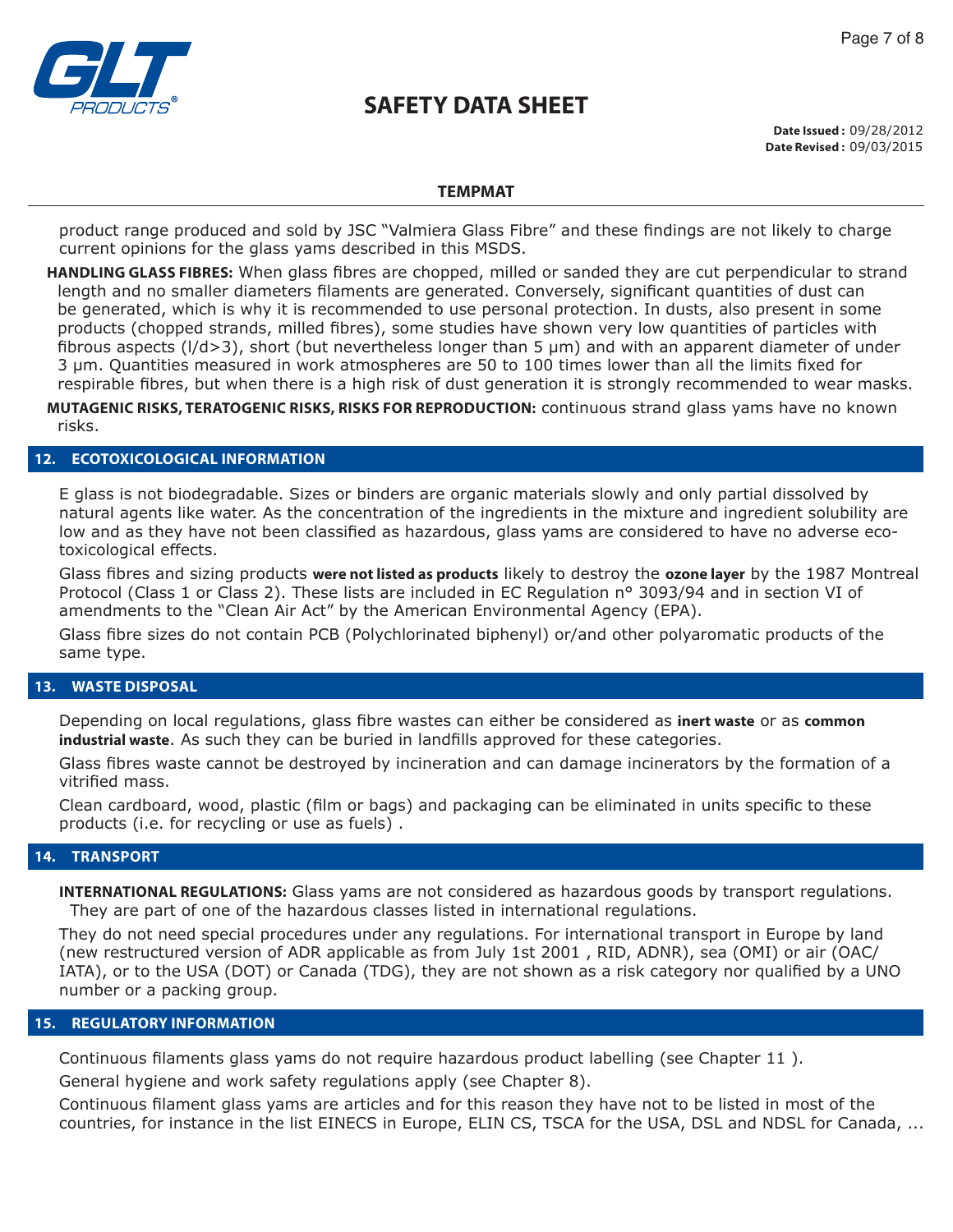product range produced and sold by JSC "Valmiera Glass Fibre" and these findings are not likely to charge current opinions for the glass yams described in this MSDS.

**HANDLING GLASS FIBRES:** When glass fibres are chopped, milled or sanded they are cut perpendicular to strand length and no smaller diameters filaments are generated. Conversely, significant quantities of dust can be generated, which is why it is recommended to use personal protection. In dusts, also present in some products (chopped strands, milled fibres), some studies have shown very low quantities of particles with fibrous aspects (l/d>3), short (but nevertheless longer than 5 µm) and with an apparent diameter of under 3 µm. Quantities measured in work atmospheres are 50 to 100 times lower than all the limits fixed for respirable fibres, but when there is a high risk of dust generation it is strongly recommended to wear masks.

**MUTAGENIC RISKS, TERATOGENIC RISKS, RISKS FOR REPRODUCTION:** continuous strand glass yams have no known risks.

## 12. ECOTOXICOLOGICAL INFORMATION

E glass is not biodegradable. Sizes or binders are organic materials slowly and only partial dissolved by natural agents like water. As the concentration of the ingredients in the mixture and ingredient solubility are low and as they have not been classified as hazardous, glass yams are considered to have no adverse eco-toxicological effects.

Glass fibres and sizing products **were not listed as products** likely to destroy the **ozone layer** by the 1987 Montreal Protocol (Class 1 or Class 2). These lists are included in EC Regulation n° 3093/94 and in section VI of amendments to the "Clean Air Act" by the American Environmental Agency (EPA).

Glass fibre sizes do not contain PCB (Polychlorinated biphenyl) or/and other polyaromatic products of the same type.

## 13. WASTE DISPOSAL

Depending on local regulations, glass fibre wastes can either be considered as **inert waste** or as **common industrial waste**. As such they can be buried in landfills approved for these categories.

Glass fibres waste cannot be destroyed by incineration and can damage incinerators by the formation of a vitrified mass.

Clean cardboard, wood, plastic (film or bags) and packaging can be eliminated in units specific to these products (i.e. for recycling or use as fuels) .

## 14. TRANSPORT

**INTERNATIONAL REGULATIONS:** Glass yams are not considered as hazardous goods by transport regulations. They are part of one of the hazardous classes listed in international regulations.

They do not need special procedures under any regulations. For international transport in Europe by land (new restructured version of ADR applicable as from July 1st 2001 , RID, ADNR), sea (OMI) or air (OAC/IATA), or to the USA (DOT) or Canada (TDG), they are not shown as a risk category nor qualified by a UNO number or a packing group.

## 15. REGULATORY INFORMATION

Continuous filaments glass yams do not require hazardous product labelling (see Chapter 11 ).

General hygiene and work safety regulations apply (see Chapter 8).

Continuous filament glass yams are articles and for this reason they have not to be listed in most of the countries, for instance in the list EINECS in Europe, ELIN CS, TSCA for the USA, DSL and NDSL for Canada, ...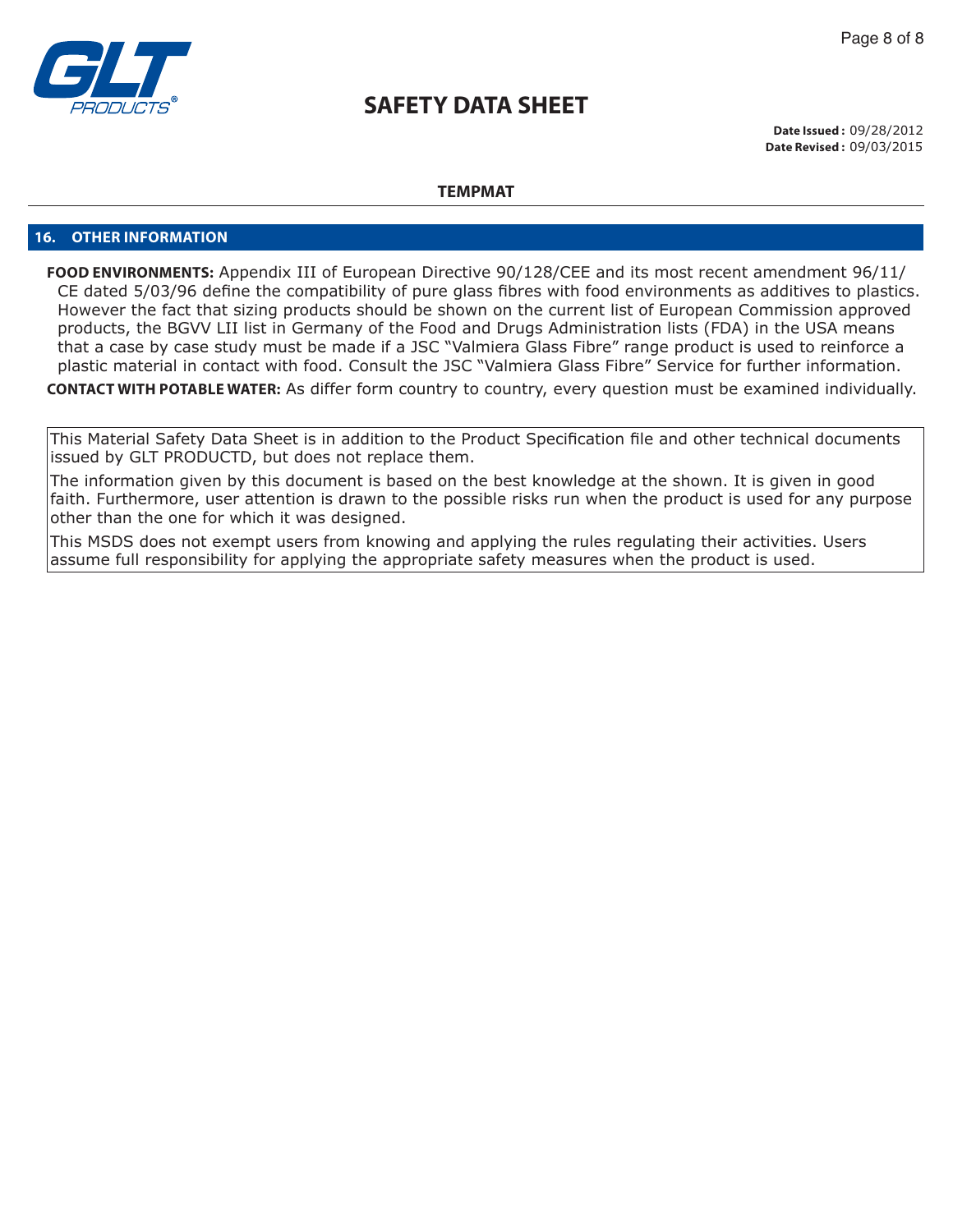## 16. OTHER INFORMATION

**FOOD ENVIRONMENTS:** Appendix III of European Directive 90/128/CEE and its most recent amendment 96/11/CE dated 5/03/96 define the compatibility of pure glass fibres with food environments as additives to plastics. However the fact that sizing products should be shown on the current list of European Commission approved products, the BGVV LII list in Germany of the Food and Drugs Administration lists (FDA) in the USA means that a case by case study must be made if a JSC "Valmiera Glass Fibre" range product is used to reinforce a plastic material in contact with food. Consult the JSC "Valmiera Glass Fibre" Service for further information.

**CONTACT WITH POTABLE WATER:** As differ form country to country, every question must be examined individually.

This Material Safety Data Sheet is in addition to the Product Specification file and other technical documents issued by GLT PRODUCTD, but does not replace them.

The information given by this document is based on the best knowledge at the shown. It is given in good faith. Furthermore, user attention is drawn to the possible risks run when the product is used for any purpose other than the one for which it was designed.

This MSDS does not exempt users from knowing and applying the rules regulating their activities. Users assume full responsibility for applying the appropriate safety measures when the product is used.